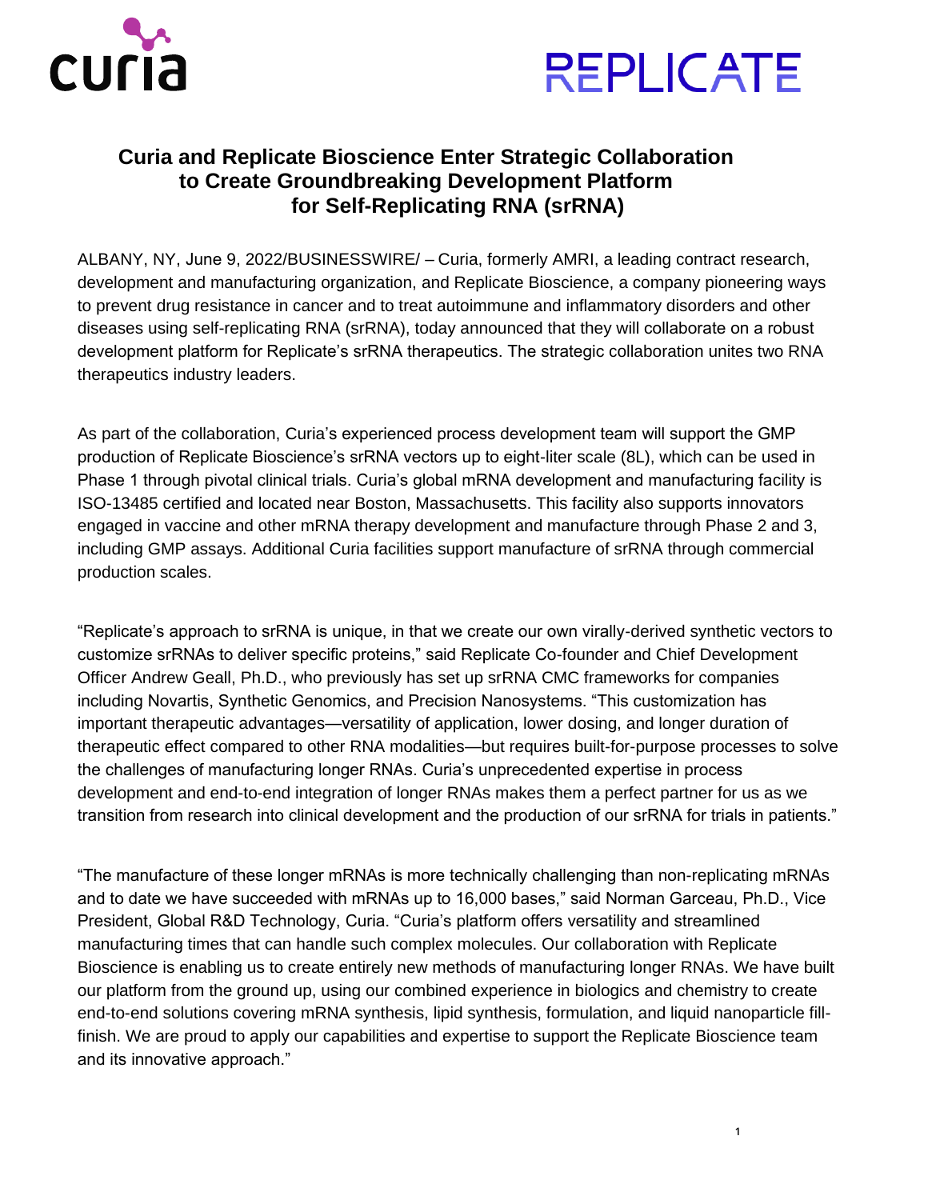# Curia and Replicate Bioscience Enter Strategic Collaboration to Create Groundbreaking Development Platform for Self-Replicating RNA (srRNA)

ALBANY, NY, June 9, 2022/BUSINESSWIRE/ – Curia, formerly AMRI, a leading contract research, development and manufacturing organization, and Replicate Bioscience, a company pioneering ways to prevent drug resistance in cancer and to treat autoimmune and inflammatory disorders and other diseases using self-replicating RNA (srRNA), today announced that they will collaborate on a robust development platform for Replicate's srRNA therapeutics. The strategic collaboration unites two RNA therapeutics industry leaders.

As part of the collaboration, Curia's experienced process development team will support the GMP production of Replicate Bioscience's srRNA vectors up to eight-liter scale (8L), which can be used in Phase 1 through pivotal clinical trials. Curia's global mRNA development and manufacturing facility is ISO-13485 certified and located near Boston, Massachusetts. This facility also supports innovators engaged in vaccine and other mRNA therapy development and manufacture through Phase 2 and 3, including GMP assays. Additional Curia facilities support manufacture of srRNA through commercial production scales.

"Replicate's approach to srRNA is unique, in that we create our own virally-derived synthetic vectors to customize srRNAs to deliver specific proteins," said Replicate Co-founder and Chief Development Officer Andrew Geall, Ph.D., who previously has set up srRNA CMC frameworks for companies including Novartis, Synthetic Genomics, and Precision Nanosystems. "This customization has important therapeutic advantages—versatility of application, lower dosing, and longer duration of therapeutic effect compared to other RNA modalities—but requires built-for-purpose processes to solve the challenges of manufacturing longer RNAs. Curia's unprecedented expertise in process development and end-to-end integration of longer RNAs makes them a perfect partner for us as we transition from research into clinical development and the production of our srRNA for trials in patients."

"The manufacture of these longer mRNAs is more technically challenging than non-replicating mRNAs and to date we have succeeded with mRNAs up to 16,000 bases," said Norman Garceau, Ph.D., Vice President, Global R&D Technology, Curia. "Curia's platform offers versatility and streamlined manufacturing times that can handle such complex molecules. Our collaboration with Replicate Bioscience is enabling us to create entirely new methods of manufacturing longer RNAs. We have built our platform from the ground up, using our combined experience in biologics and chemistry to create end-to-end solutions covering mRNA synthesis, lipid synthesis, formulation, and liquid nanoparticle fill-finish. We are proud to apply our capabilities and expertise to support the Replicate Bioscience team and its innovative approach."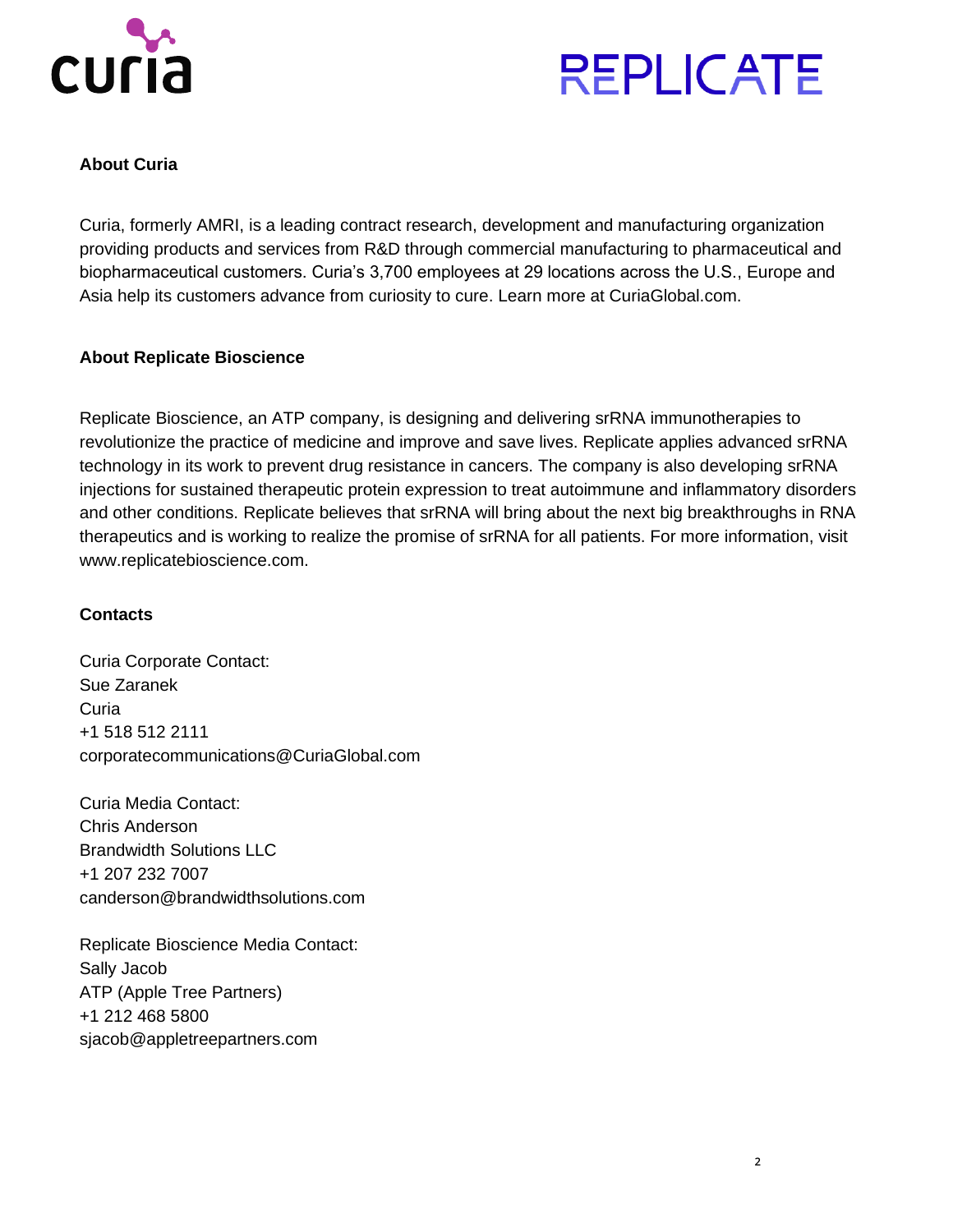## About Curia

Curia, formerly AMRI, is a leading contract research, development and manufacturing organization providing products and services from R&D through commercial manufacturing to pharmaceutical and biopharmaceutical customers. Curia's 3,700 employees at 29 locations across the U.S., Europe and Asia help its customers advance from curiosity to cure. Learn more at CuriaGlobal.com.

## About Replicate Bioscience

Replicate Bioscience, an ATP company, is designing and delivering srRNA immunotherapies to revolutionize the practice of medicine and improve and save lives. Replicate applies advanced srRNA technology in its work to prevent drug resistance in cancers. The company is also developing srRNA injections for sustained therapeutic protein expression to treat autoimmune and inflammatory disorders and other conditions. Replicate believes that srRNA will bring about the next big breakthroughs in RNA therapeutics and is working to realize the promise of srRNA for all patients. For more information, visit www.replicatebioscience.com.

## Contacts

Curia Corporate Contact:
Sue Zaranek
Curia
+1 518 512 2111
corporatecommunications@CuriaGlobal.com

Curia Media Contact:
Chris Anderson
Brandwidth Solutions LLC
+1 207 232 7007
canderson@brandwidthsolutions.com

Replicate Bioscience Media Contact:
Sally Jacob
ATP (Apple Tree Partners)
+1 212 468 5800
sjacob@appletreepartners.com